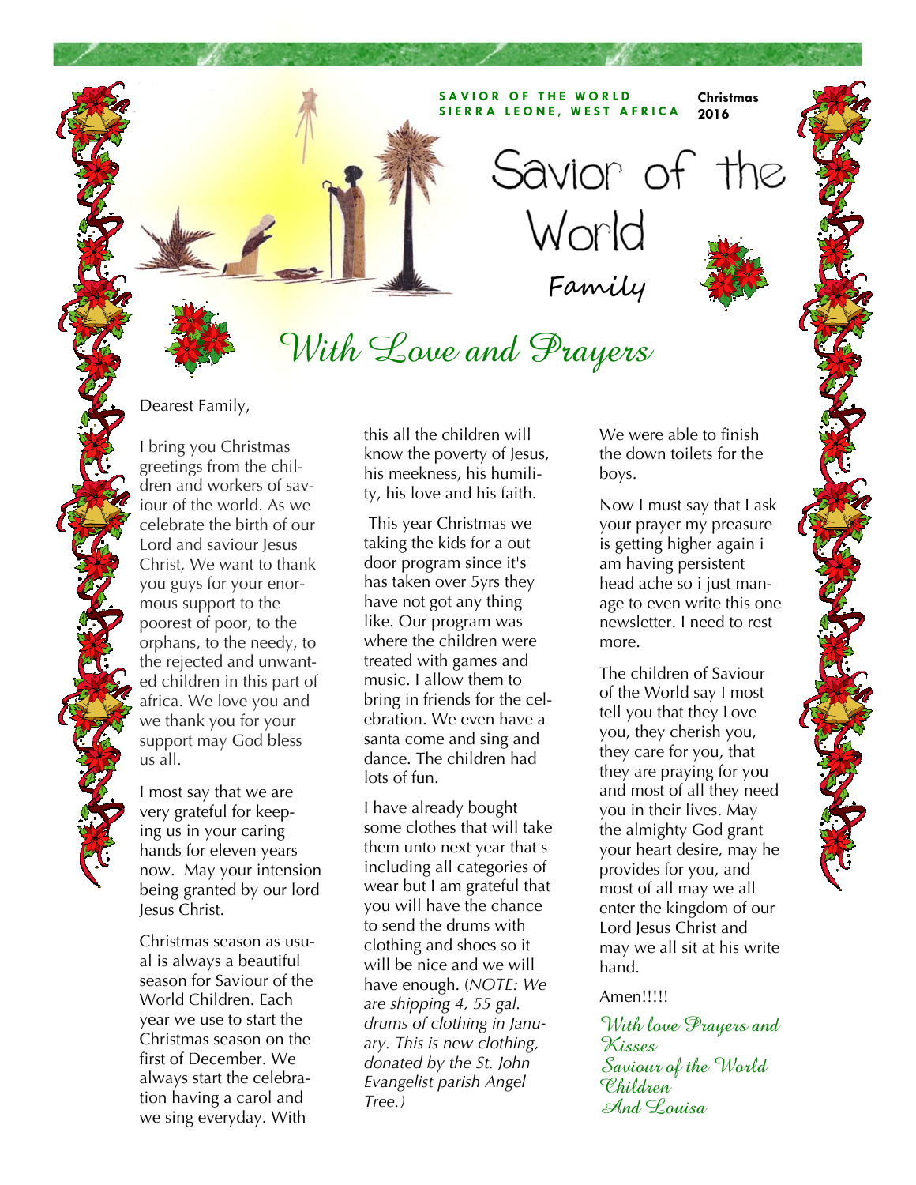SAVIOR OF THE WORLD
SIERRA LEONE, WEST AFRICA

Christmas 2016

# Savior of the World Family

## *With Love and Prayers*

Dearest Family,

I bring you Christmas greetings from the children and workers of saviour of the world. As we celebrate the birth of our Lord and saviour Jesus Christ, We want to thank you guys for your enormous support to the poorest of poor, to the orphans, to the needy, to the rejected and unwanted children in this part of africa. We love you and we thank you for your support may God bless us all.

I most say that we are very grateful for keeping us in your caring hands for eleven years now. May your intension being granted by our lord Jesus Christ.

Christmas season as usual is always a beautiful season for Saviour of the World Children. Each year we use to start the Christmas season on the first of December. We always start the celebration having a carol and we sing everyday. With this all the children will know the poverty of Jesus, his meekness, his humility, his love and his faith.

This year Christmas we taking the kids for a out door program since it's has taken over 5yrs they have not got any thing like. Our program was where the children were treated with games and music. I allow them to bring in friends for the celebration. We even have a santa come and sing and dance. The children had lots of fun.

I have already bought some clothes that will take them unto next year that's including all categories of wear but I am grateful that you will have the chance to send the drums with clothing and shoes so it will be nice and we will have enough. (*NOTE: We are shipping 4, 55 gal. drums of clothing in January. This is new clothing, donated by the St. John Evangelist parish Angel Tree.)*

We were able to finish the down toilets for the boys.

Now I must say that I ask your prayer my preasure is getting higher again i am having persistent head ache so i just manage to even write this one newsletter. I need to rest more.

The children of Saviour of the World say I most tell you that they Love you, they cherish you, they care for you, that they are praying for you and most of all they need you in their lives. May the almighty God grant your heart desire, may he provides for you, and most of all may we all enter the kingdom of our Lord Jesus Christ and may we all sit at his write hand.

Amen!!!!!

*With love Prayers and Kisses*
*Saviour of the World Children*
*And Louisa*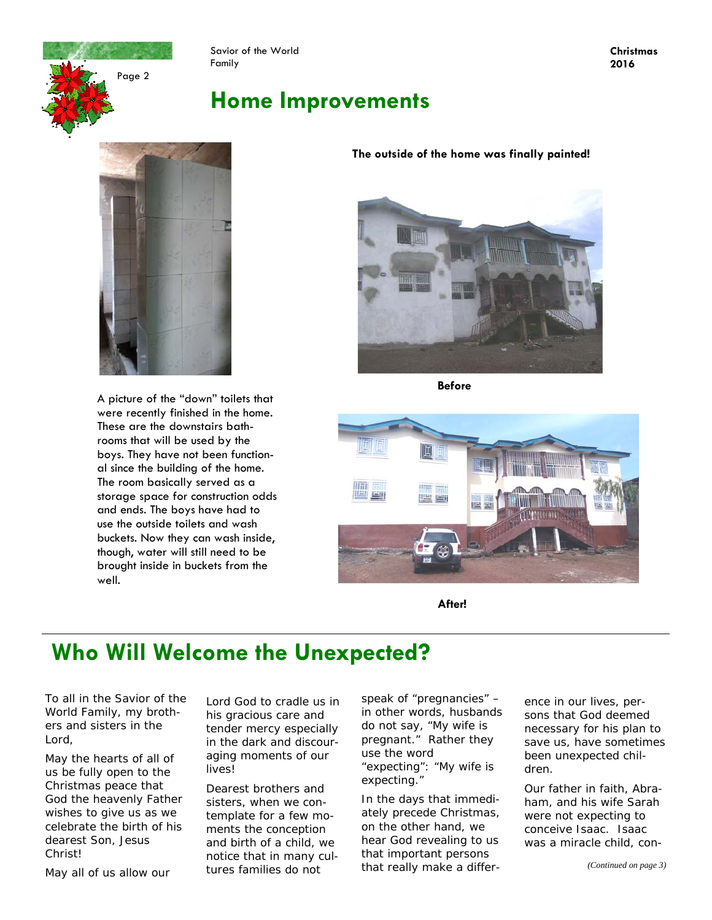# Home Improvements

A picture of the "down" toilets that were recently finished in the home. These are the downstairs bathrooms that will be used by the boys. They have not been functional since the building of the home. The room basically served as a storage space for construction odds and ends. The boys have had to use the outside toilets and wash buckets. Now they can wash inside, though, water will still need to be brought inside in buckets from the well.

**The outside of the home was finally painted!**

**Before**

**After!**

# Who Will Welcome the Unexpected?

To all in the Savior of the World Family, my brothers and sisters in the Lord,

May the hearts of all of us be fully open to the Christmas peace that God the heavenly Father wishes to give us as we celebrate the birth of his dearest Son, Jesus Christ!

May all of us allow our Lord God to cradle us in his gracious care and tender mercy especially in the dark and discouraging moments of our lives!

Dearest brothers and sisters, when we contemplate for a few moments the conception and birth of a child, we notice that in many cultures families do not speak of "pregnancies" – in other words, husbands do not say, "My wife is pregnant." Rather they use the word "expecting": "My wife is expecting."

In the days that immediately precede Christmas, on the other hand, we hear God revealing to us that important persons that really make a difference in our lives, persons that God deemed necessary for his plan to save us, have sometimes been unexpected children.

Our father in faith, Abraham, and his wife Sarah were not expecting to conceive Isaac. Isaac was a miracle child, con-

*(Continued on page 3)*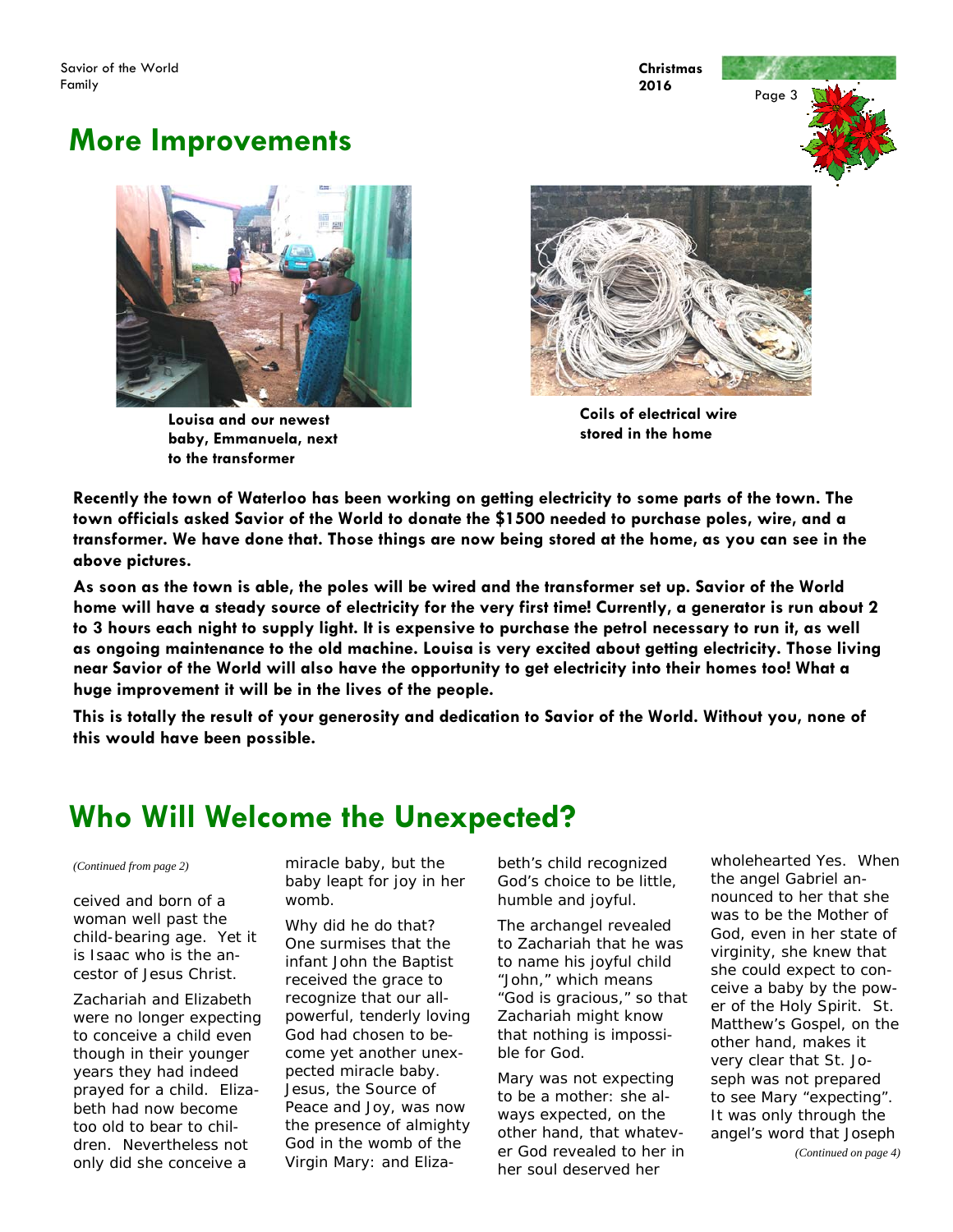## More Improvements

Louisa and our newest baby, Emmanuela, next to the transformer

Coils of electrical wire stored in the home

**Recently the town of Waterloo has been working on getting electricity to some parts of the town. The town officials asked Savior of the World to donate the $1500 needed to purchase poles, wire, and a transformer. We have done that. Those things are now being stored at the home, as you can see in the above pictures.**

**As soon as the town is able, the poles will be wired and the transformer set up. Savior of the World home will have a steady source of electricity for the very first time! Currently, a generator is run about 2 to 3 hours each night to supply light. It is expensive to purchase the petrol necessary to run it, as well as ongoing maintenance to the old machine. Louisa is very excited about getting electricity. Those living near Savior of the World will also have the opportunity to get electricity into their homes too! What a huge improvement it will be in the lives of the people.**

**This is totally the result of your generosity and dedication to Savior of the World. Without you, none of this would have been possible.**

## Who Will Welcome the Unexpected?

*(Continued from page 2)*

ceived and born of a woman well past the child-bearing age. Yet it is Isaac who is the ancestor of Jesus Christ.

Zachariah and Elizabeth were no longer expecting to conceive a child even though in their younger years they had indeed prayed for a child. Elizabeth had now become too old to bear to children. Nevertheless not only did she conceive a miracle baby, but the baby leapt for joy in her womb.

Why did he do that? One surmises that the infant John the Baptist received the grace to recognize that our all-powerful, tenderly loving God had chosen to become yet another unexpected miracle baby. Jesus, the Source of Peace and Joy, was now the presence of almighty God in the womb of the Virgin Mary: and Elizabeth's child recognized God's choice to be little, humble and joyful.

The archangel revealed to Zachariah that he was to name his joyful child "John," which means "God is gracious," so that Zachariah might know that nothing is impossible for God.

Mary was not expecting to be a mother: she always expected, on the other hand, that whatever God revealed to her in her soul deserved her wholehearted Yes. When the angel Gabriel announced to her that she was to be the Mother of God, even in her state of virginity, she knew that she could expect to conceive a baby by the power of the Holy Spirit. St. Matthew's Gospel, on the other hand, makes it very clear that St. Joseph was not prepared to see Mary "expecting". It was only through the angel's word that Joseph

*(Continued on page 4)*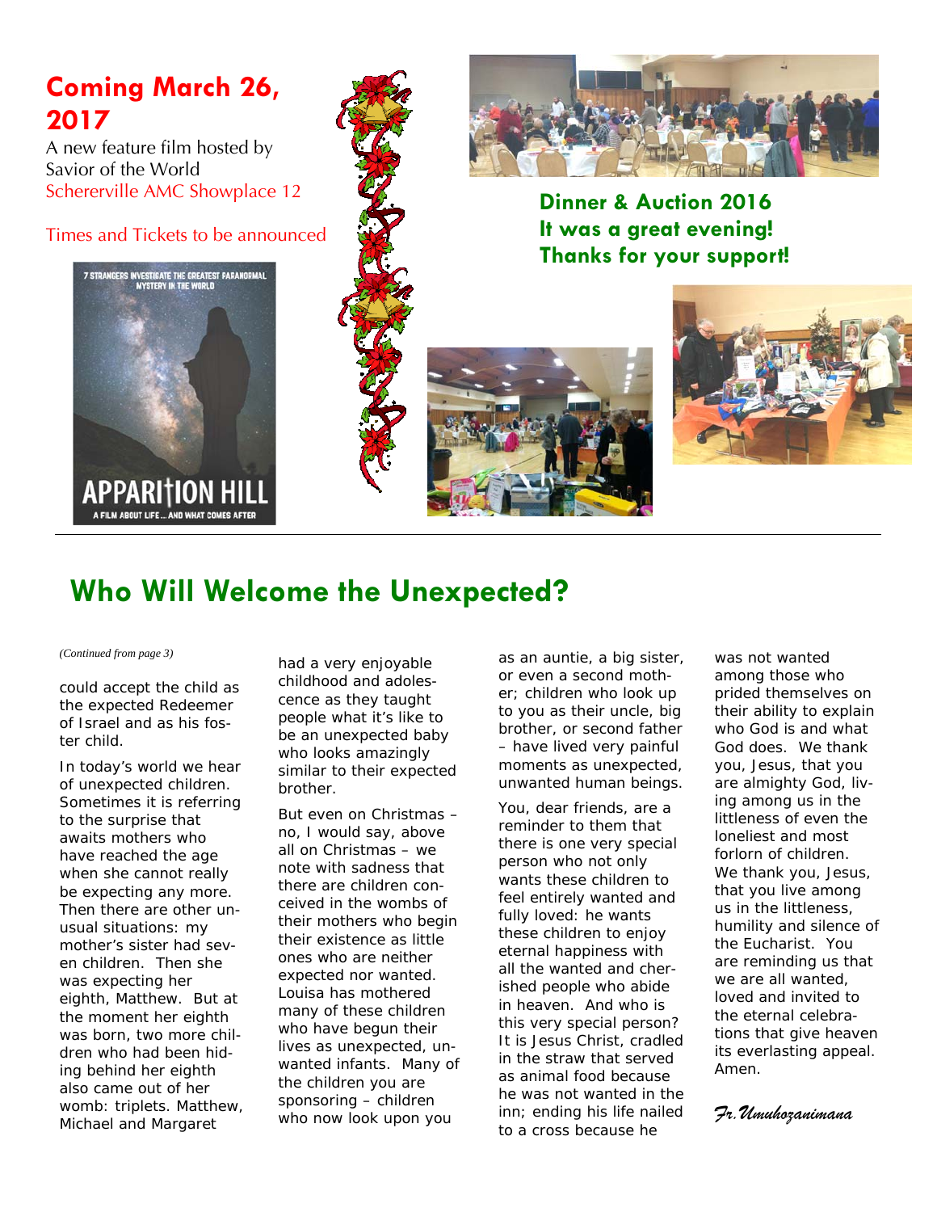## Coming March 26, 2017

A new feature film hosted by Savior of the World

Schererville AMC Showplace 12

Times and Tickets to be announced

7 STRANGERS INVESTIGATE THE GREATEST PARANORMAL MYSTERY IN THE WORLD

APPARITION HILL

A FILM ABOUT LIFE... AND WHAT COMES AFTER

**Dinner & Auction 2016**
**It was a great evening!**
**Thanks for your support!**

---

# Who Will Welcome the Unexpected?

*(Continued from page 3)*

could accept the child as the expected Redeemer of Israel and as his foster child.

In today's world we hear of unexpected children. Sometimes it is referring to the surprise that awaits mothers who have reached the age when she cannot really be expecting any more. Then there are other unusual situations: my mother's sister had seven children. Then she was expecting her eighth, Matthew. But at the moment her eighth was born, two more children who had been hiding behind her eighth also came out of her womb: triplets. Matthew, Michael and Margaret had a very enjoyable childhood and adolescence as they taught people what it's like to be an unexpected baby who looks amazingly similar to their expected brother.

But even on Christmas – no, I would say, above all on Christmas – we note with sadness that there are children conceived in the wombs of their mothers who begin their existence as little ones who are neither expected nor wanted. Louisa has mothered many of these children who have begun their lives as unexpected, unwanted infants. Many of the children you are sponsoring – children who now look upon you as an auntie, a big sister, or even a second mother; children who look up to you as their uncle, big brother, or second father – have lived very painful moments as unexpected, unwanted human beings.

You, dear friends, are a reminder to them that there is one very special person who not only wants these children to feel entirely wanted and fully loved: he wants these children to enjoy eternal happiness with all the wanted and cherished people who abide in heaven. And who is this very special person? It is Jesus Christ, cradled in the straw that served as animal food because he was not wanted in the inn; ending his life nailed to a cross because he was not wanted among those who prided themselves on their ability to explain who God is and what God does. We thank you, Jesus, that you are almighty God, living among us in the littleness of even the loneliest and most forlorn of children. We thank you, Jesus, that you live among us in the littleness, humility and silence of the Eucharist. You are reminding us that we are all wanted, loved and invited to the eternal celebrations that give heaven its everlasting appeal. Amen.

*Fr. Umuhozanimana*